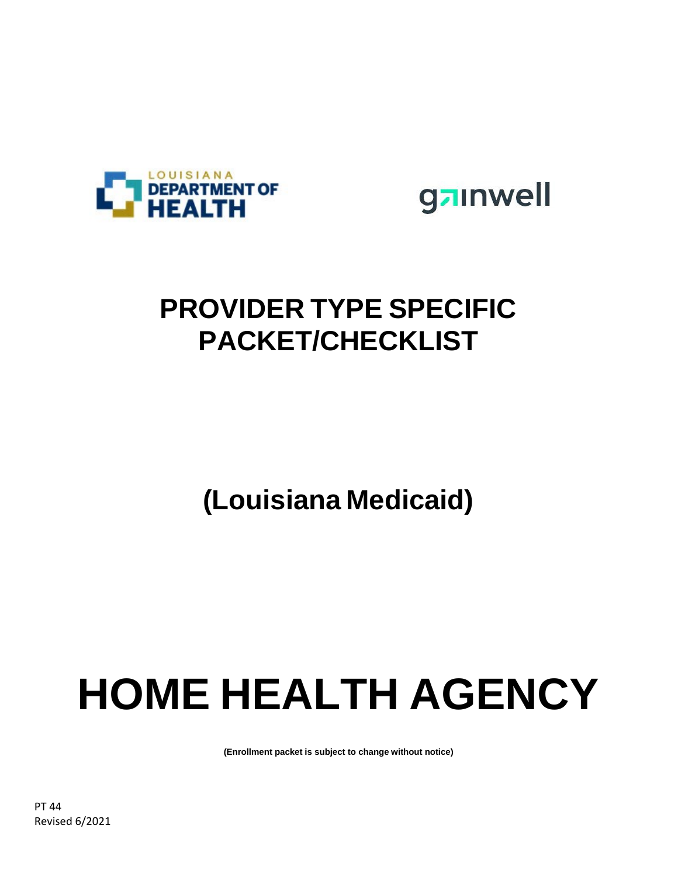LOUISIANA DEPARTMENT OF HEALTH

gainwell

# PROVIDER TYPE SPECIFIC PACKET/CHECKLIST

## (Louisiana Medicaid)

# HOME HEALTH AGENCY

**(Enrollment packet is subject to change without notice)**

PT 44
Revised 6/2021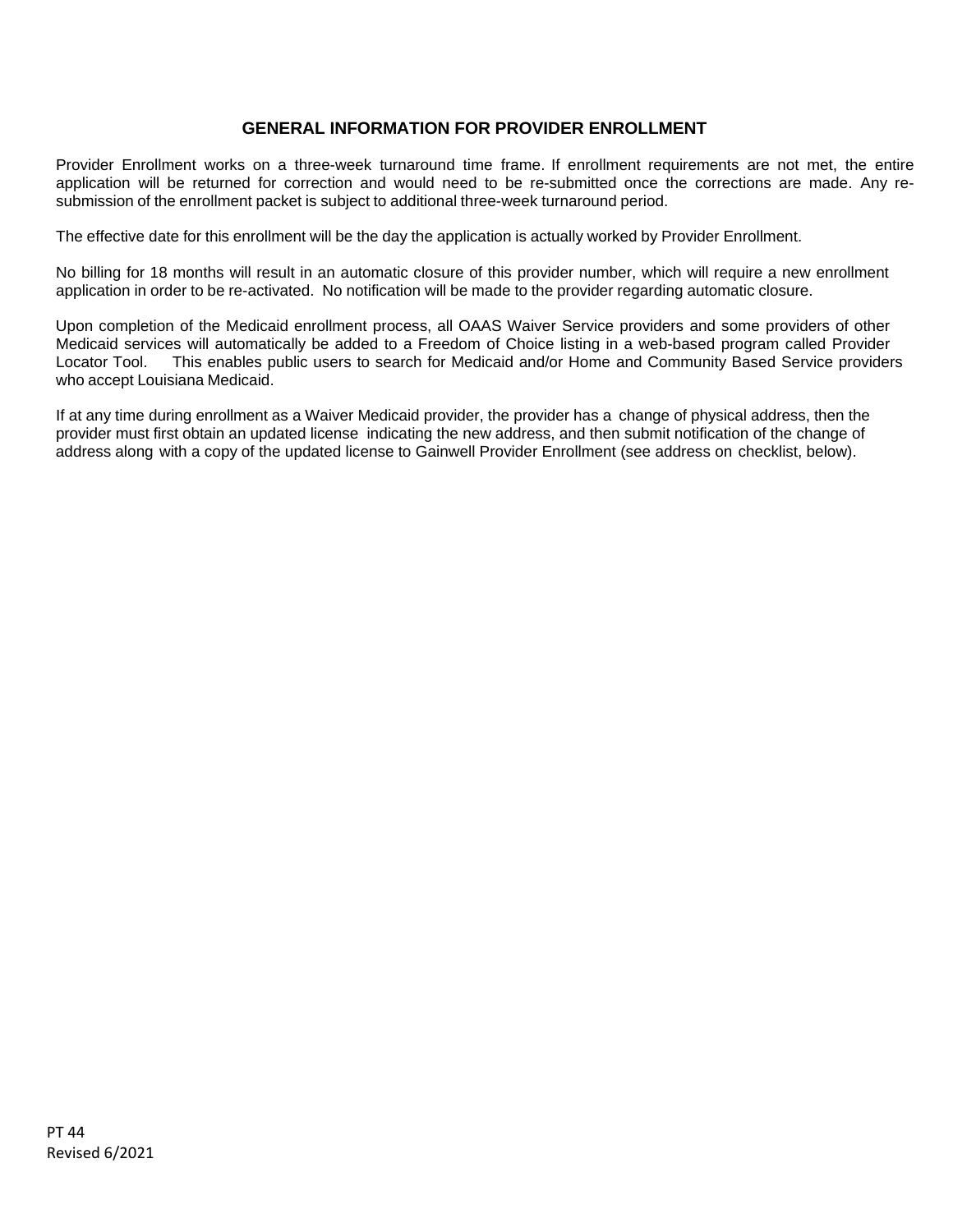## GENERAL INFORMATION FOR PROVIDER ENROLLMENT

Provider Enrollment works on a three-week turnaround time frame. If enrollment requirements are not met, the entire application will be returned for correction and would need to be re-submitted once the corrections are made. Any re-submission of the enrollment packet is subject to additional three-week turnaround period.

The effective date for this enrollment will be the day the application is actually worked by Provider Enrollment.

No billing for 18 months will result in an automatic closure of this provider number, which will require a new enrollment application in order to be re-activated. No notification will be made to the provider regarding automatic closure.

Upon completion of the Medicaid enrollment process, all OAAS Waiver Service providers and some providers of other Medicaid services will automatically be added to a Freedom of Choice listing in a web-based program called Provider Locator Tool. This enables public users to search for Medicaid and/or Home and Community Based Service providers who accept Louisiana Medicaid.

If at any time during enrollment as a Waiver Medicaid provider, the provider has a change of physical address, then the provider must first obtain an updated license indicating the new address, and then submit notification of the change of address along with a copy of the updated license to Gainwell Provider Enrollment (see address on checklist, below).

PT 44
Revised 6/2021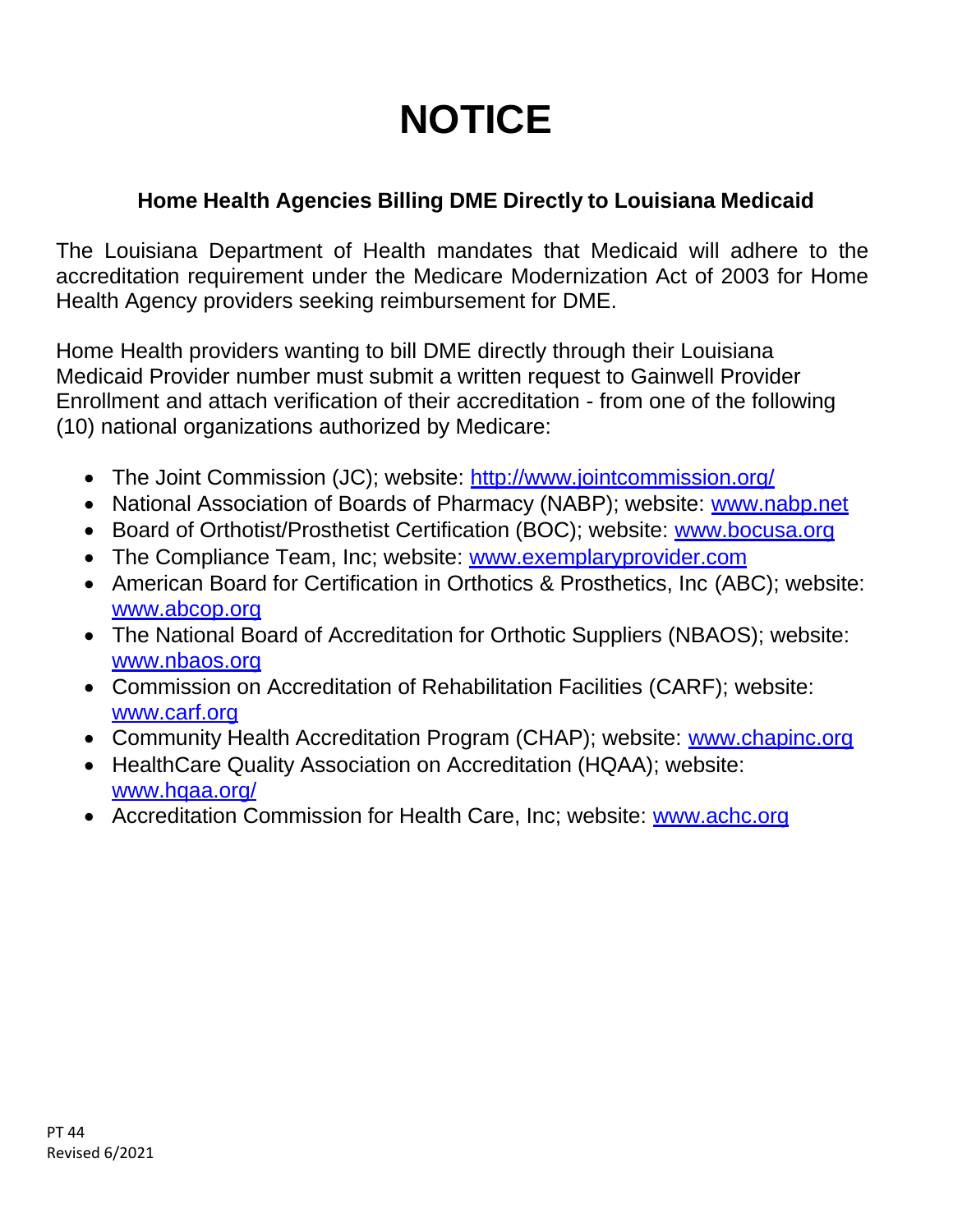# NOTICE

## Home Health Agencies Billing DME Directly to Louisiana Medicaid

The Louisiana Department of Health mandates that Medicaid will adhere to the accreditation requirement under the Medicare Modernization Act of 2003 for Home Health Agency providers seeking reimbursement for DME.

Home Health providers wanting to bill DME directly through their Louisiana Medicaid Provider number must submit a written request to Gainwell Provider Enrollment and attach verification of their accreditation - from one of the following (10) national organizations authorized by Medicare:

- The Joint Commission (JC); website: http://www.jointcommission.org/
- National Association of Boards of Pharmacy (NABP); website: www.nabp.net
- Board of Orthotist/Prosthetist Certification (BOC); website: www.bocusa.org
- The Compliance Team, Inc; website: www.exemplaryprovider.com
- American Board for Certification in Orthotics & Prosthetics, Inc (ABC); website: www.abcop.org
- The National Board of Accreditation for Orthotic Suppliers (NBAOS); website: www.nbaos.org
- Commission on Accreditation of Rehabilitation Facilities (CARF); website: www.carf.org
- Community Health Accreditation Program (CHAP); website: www.chapinc.org
- HealthCare Quality Association on Accreditation (HQAA); website: www.hqaa.org/
- Accreditation Commission for Health Care, Inc; website: www.achc.org

PT 44
Revised 6/2021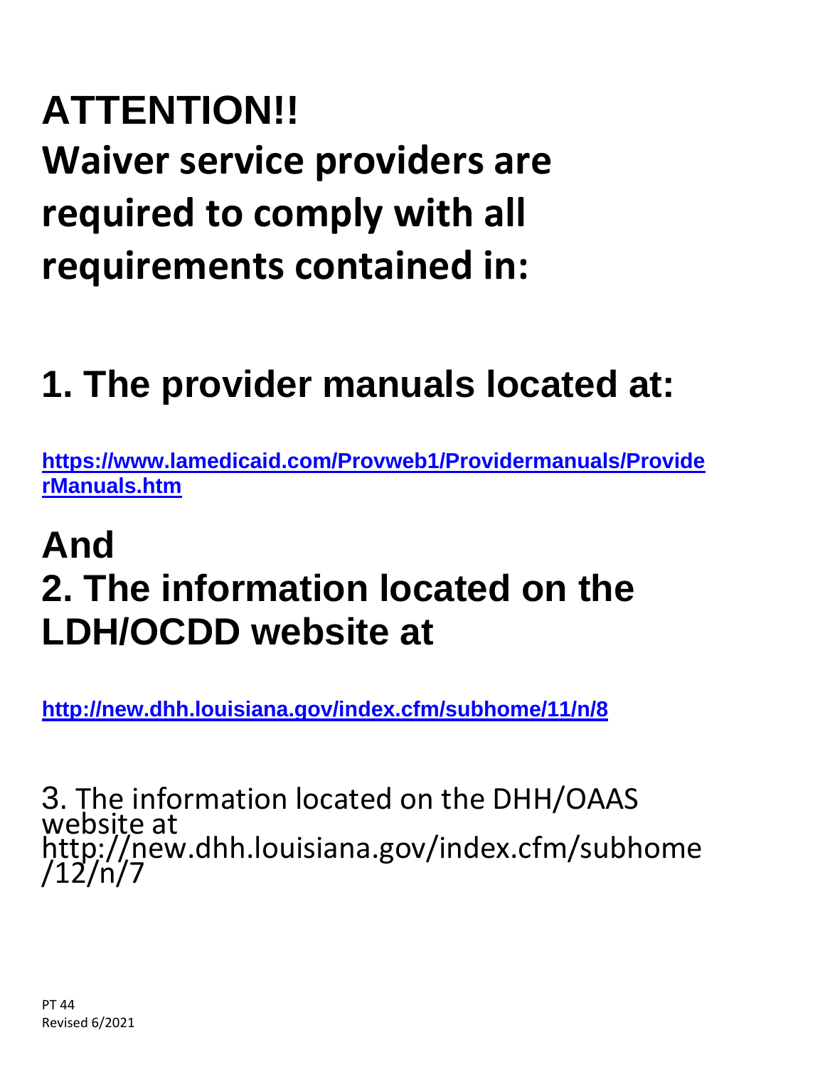# ATTENTION!!

# Waiver service providers are required to comply with all requirements contained in:

## 1. The provider manuals located at:

**https://www.lamedicaid.com/Provweb1/Providermanuals/ProviderManuals.htm**

## And

## 2. The information located on the LDH/OCDD website at

**http://new.dhh.louisiana.gov/index.cfm/subhome/11/n/8**

3. The information located on the DHH/OAAS website at http://new.dhh.louisiana.gov/index.cfm/subhome/12/n/7

PT 44
Revised 6/2021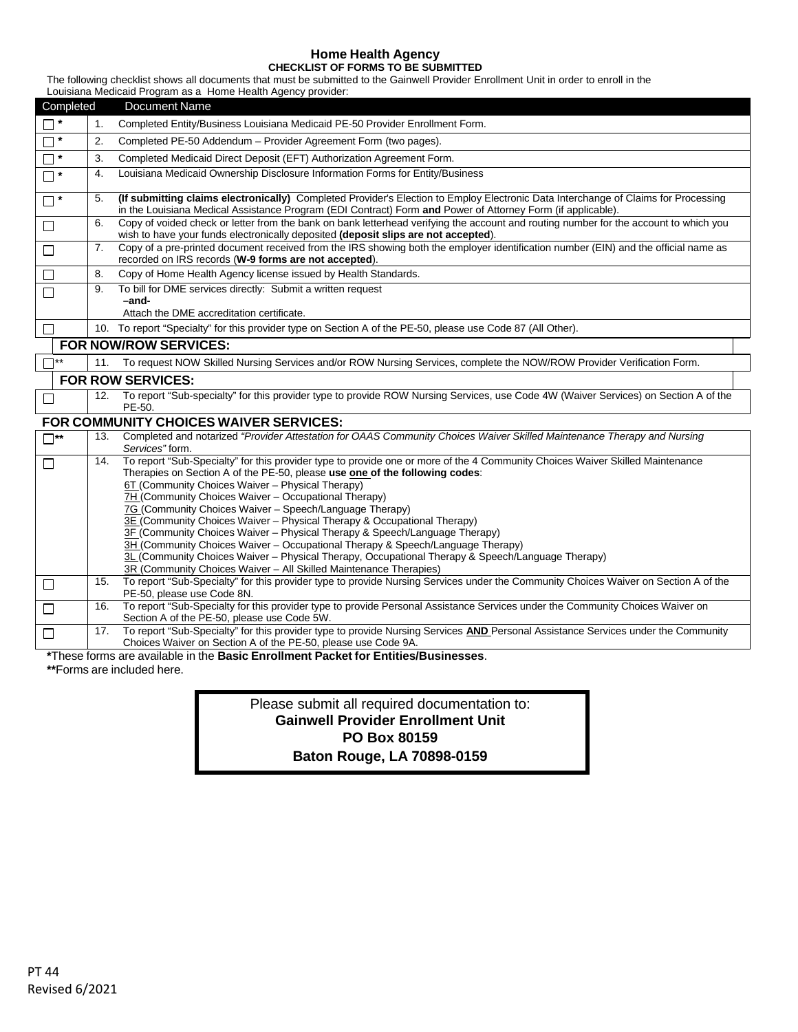# Home Health Agency

## CHECKLIST OF FORMS TO BE SUBMITTED

The following checklist shows all documents that must be submitted to the Gainwell Provider Enrollment Unit in order to enroll in the Louisiana Medicaid Program as a Home Health Agency provider:

| Completed | Document Name |
|---|---|
| ☐ * | 1. Completed Entity/Business Louisiana Medicaid PE-50 Provider Enrollment Form. |
| ☐ * | 2. Completed PE-50 Addendum – Provider Agreement Form (two pages). |
| ☐ * | 3. Completed Medicaid Direct Deposit (EFT) Authorization Agreement Form. |
| ☐ * | 4. Louisiana Medicaid Ownership Disclosure Information Forms for Entity/Business |
| ☐ * | 5. **(If submitting claims electronically)** Completed Provider's Election to Employ Electronic Data Interchange of Claims for Processing in the Louisiana Medical Assistance Program (EDI Contract) Form **and** Power of Attorney Form (if applicable). |
| ☐ | 6. Copy of voided check or letter from the bank on bank letterhead verifying the account and routing number for the account to which you wish to have your funds electronically deposited **(deposit slips are not accepted)**. |
| ☐ | 7. Copy of a pre-printed document received from the IRS showing both the employer identification number (EIN) and the official name as recorded on IRS records (**W-9 forms are not accepted**). |
| ☐ | 8. Copy of Home Health Agency license issued by Health Standards. |
| ☐ | 9. To bill for DME services directly: Submit a written request **–and-** Attach the DME accreditation certificate. |
| ☐ | 10. To report "Specialty" for this provider type on Section A of the PE-50, please use Code 87 (All Other). |
| | **FOR NOW/ROW SERVICES:** |
| ☐ ** | 11. To request NOW Skilled Nursing Services and/or ROW Nursing Services, complete the NOW/ROW Provider Verification Form. |
| | **FOR ROW SERVICES:** |
| ☐ | 12. To report "Sub-specialty" for this provider type to provide ROW Nursing Services, use Code 4W (Waiver Services) on Section A of the PE-50. |
| | **FOR COMMUNITY CHOICES WAIVER SERVICES:** |
| ☐ ** | 13. Completed and notarized *"Provider Attestation for OAAS Community Choices Waiver Skilled Maintenance Therapy and Nursing Services"* form. |
| ☐ | 14. To report "Sub-Specialty" for this provider type to provide one or more of the 4 Community Choices Waiver Skilled Maintenance Therapies on Section A of the PE-50, please **use one of the following codes**:<br>6T (Community Choices Waiver – Physical Therapy)<br>7H (Community Choices Waiver – Occupational Therapy)<br>7G (Community Choices Waiver – Speech/Language Therapy)<br>3E (Community Choices Waiver – Physical Therapy & Occupational Therapy)<br>3F (Community Choices Waiver – Physical Therapy & Speech/Language Therapy)<br>3H (Community Choices Waiver – Occupational Therapy & Speech/Language Therapy)<br>3L (Community Choices Waiver – Physical Therapy, Occupational Therapy & Speech/Language Therapy)<br>3R (Community Choices Waiver – All Skilled Maintenance Therapies) |
| ☐ | 15. To report "Sub-Specialty" for this provider type to provide Nursing Services under the Community Choices Waiver on Section A of the PE-50, please use Code 8N. |
| ☐ | 16. To report "Sub-Specialty for this provider type to provide Personal Assistance Services under the Community Choices Waiver on Section A of the PE-50, please use Code 5W. |
| ☐ | 17. To report "Sub-Specialty" for this provider type to provide Nursing Services **AND** Personal Assistance Services under the Community Choices Waiver on Section A of the PE-50, please use Code 9A. |

**\***These forms are available in the **Basic Enrollment Packet for Entities/Businesses**.

**\*\***Forms are included here.

Please submit all required documentation to:
**Gainwell Provider Enrollment Unit**
**PO Box 80159**
**Baton Rouge, LA 70898-0159**

PT 44
Revised 6/2021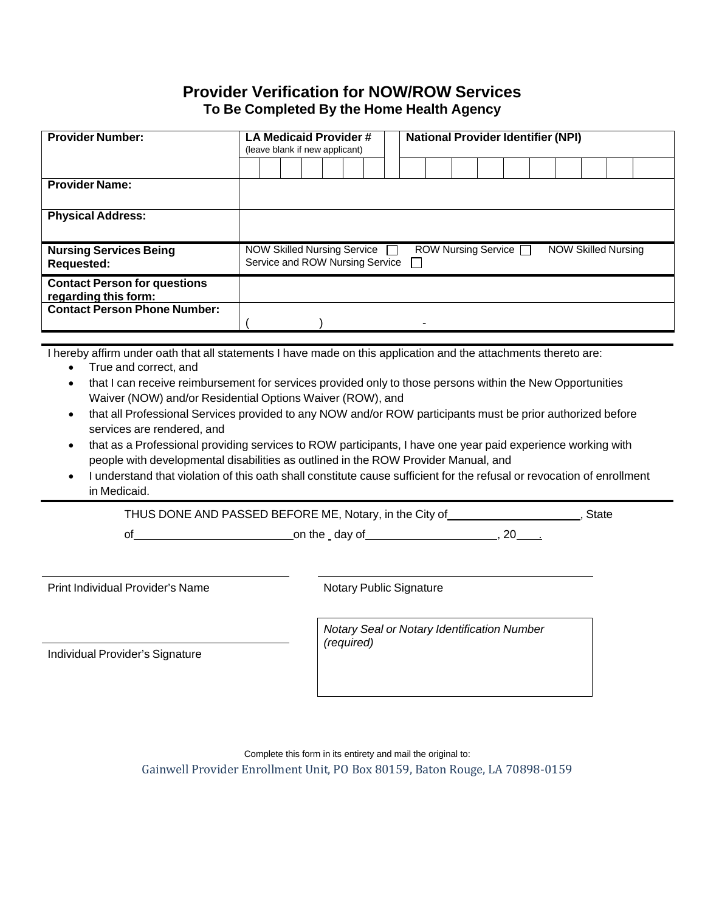# Provider Verification for NOW/ROW Services

### To Be Completed By the Home Health Agency

| **Provider Number:** | **LA Medicaid Provider #** (leave blank if new applicant) | **National Provider Identifier (NPI)** |
|---|---|---|
| | | |
| **Provider Name:** | | |
| **Physical Address:** | | |
| **Nursing Services Being Requested:** | NOW Skilled Nursing Service ☐ ROW Nursing Service ☐ NOW Skilled Nursing Service and ROW Nursing Service ☐ | |
| **Contact Person for questions regarding this form:** | | |
| **Contact Person Phone Number:** | ( ) - | |

I hereby affirm under oath that all statements I have made on this application and the attachments thereto are:

- True and correct, and
- that I can receive reimbursement for services provided only to those persons within the New Opportunities Waiver (NOW) and/or Residential Options Waiver (ROW), and
- that all Professional Services provided to any NOW and/or ROW participants must be prior authorized before services are rendered, and
- that as a Professional providing services to ROW participants, I have one year paid experience working with people with developmental disabilities as outlined in the ROW Provider Manual, and
- I understand that violation of this oath shall constitute cause sufficient for the refusal or revocation of enrollment in Medicaid.

THUS DONE AND PASSED BEFORE ME, Notary, in the City of\_\_\_\_\_\_\_\_\_\_\_\_\_\_\_\_\_\_\_\_, State of\_\_\_\_\_\_\_\_\_\_\_\_\_\_\_\_\_\_\_\_\_\_\_\_on the \_ day of\_\_\_\_\_\_\_\_\_\_\_\_\_\_\_\_\_\_\_\_, 20\_\_\_\_.

\_\_\_\_\_\_\_\_\_\_\_\_\_\_\_\_\_\_\_\_\_\_\_\_\_\_\_\_\_\_
Print Individual Provider's Name

\_\_\_\_\_\_\_\_\_\_\_\_\_\_\_\_\_\_\_\_\_\_\_\_\_\_\_\_\_\_
Notary Public Signature

\_\_\_\_\_\_\_\_\_\_\_\_\_\_\_\_\_\_\_\_\_\_\_\_\_\_\_\_\_\_
Individual Provider's Signature

*Notary Seal or Notary Identification Number (required)*

Complete this form in its entirety and mail the original to:

Gainwell Provider Enrollment Unit, PO Box 80159, Baton Rouge, LA 70898-0159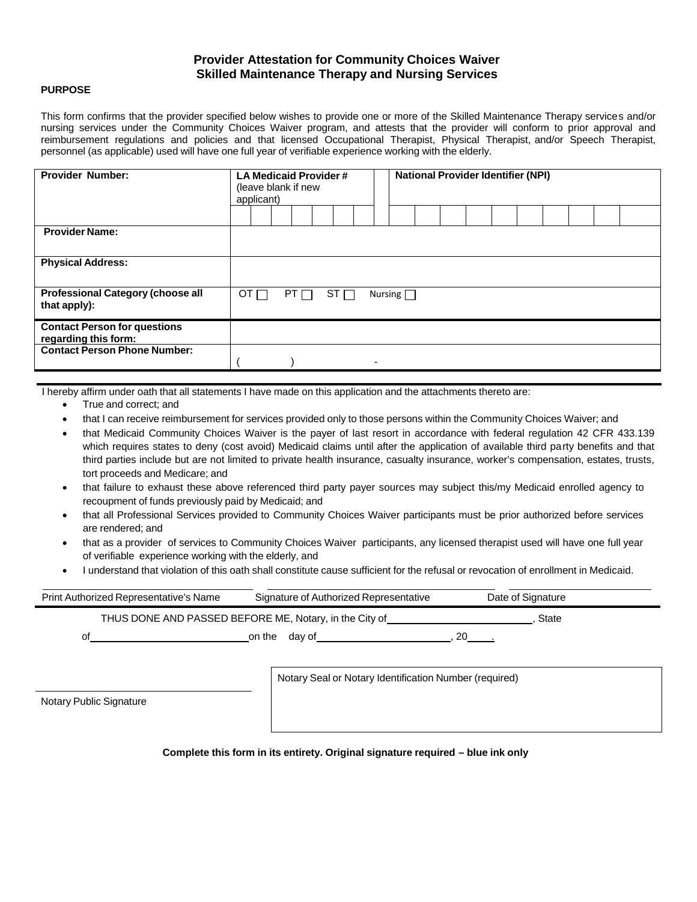# Provider Attestation for Community Choices Waiver
# Skilled Maintenance Therapy and Nursing Services

**PURPOSE**

This form confirms that the provider specified below wishes to provide one or more of the Skilled Maintenance Therapy services and/or nursing services under the Community Choices Waiver program, and attests that the provider will conform to prior approval and reimbursement regulations and policies and that licensed Occupational Therapist, Physical Therapist, and/or Speech Therapist, personnel (as applicable) used will have one full year of verifiable experience working with the elderly.

| | | |
|---|---|---|
| **Provider Number:** | **LA Medicaid Provider #** (leave blank if new applicant) | **National Provider Identifier (NPI)** |
| **Provider Name:** | | |
| **Physical Address:** | | |
| **Professional Category (choose all that apply):** | OT ☐ PT ☐ ST ☐ Nursing ☐ | |
| **Contact Person for questions regarding this form:** | | |
| **Contact Person Phone Number:** | ( ) - | |

I hereby affirm under oath that all statements I have made on this application and the attachments thereto are:

- True and correct; and
- that I can receive reimbursement for services provided only to those persons within the Community Choices Waiver; and
- that Medicaid Community Choices Waiver is the payer of last resort in accordance with federal regulation 42 CFR 433.139 which requires states to deny (cost avoid) Medicaid claims until after the application of available third party benefits and that third parties include but are not limited to private health insurance, casualty insurance, worker's compensation, estates, trusts, tort proceeds and Medicare; and
- that failure to exhaust these above referenced third party payer sources may subject this/my Medicaid enrolled agency to recoupment of funds previously paid by Medicaid; and
- that all Professional Services provided to Community Choices Waiver participants must be prior authorized before services are rendered; and
- that as a provider of services to Community Choices Waiver participants, any licensed therapist used will have one full year of verifiable experience working with the elderly, and
- I understand that violation of this oath shall constitute cause sufficient for the refusal or revocation of enrollment in Medicaid.

Print Authorized Representative's Name ____________ Signature of Authorized Representative ____________ Date of Signature ____________

THUS DONE AND PASSED BEFORE ME, Notary, in the City of ____________, State of ____________ on the day of ____________, 20____.

Notary Public Signature ____________

Notary Seal or Notary Identification Number (required)

**Complete this form in its entirety. Original signature required – blue ink only**